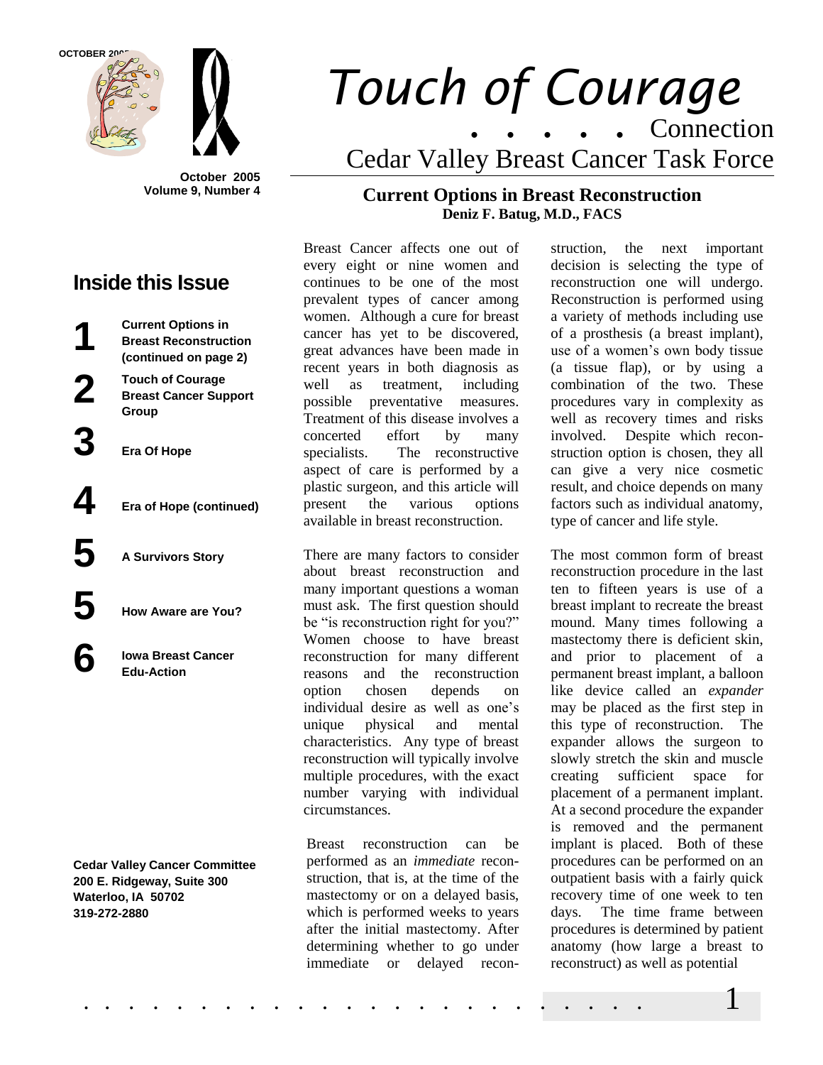October 2005
Volume 9, Number 4

# Touch of Courage

. . . . . Connection

Cedar Valley Breast Cancer Task Force

## Inside this Issue

**1** **Current Options in Breast Reconstruction (continued on page 2)**

**2** **Touch of Courage Breast Cancer Support Group**

**3** **Era Of Hope**

**4** **Era of Hope (continued)**

**5** **A Survivors Story**

**5** **How Aware are You?**

**6** **Iowa Breast Cancer Edu-Action**

**Cedar Valley Cancer Committee**
**200 E. Ridgeway, Suite 300**
**Waterloo, IA 50702**
**319-272-2880**

## Current Options in Breast Reconstruction

**Deniz F. Batug, M.D., FACS**

Breast Cancer affects one out of every eight or nine women and continues to be one of the most prevalent types of cancer among women. Although a cure for breast cancer has yet to be discovered, great advances have been made in recent years in both diagnosis as well as treatment, including possible preventative measures. Treatment of this disease involves a concerted effort by many specialists. The reconstructive aspect of care is performed by a plastic surgeon, and this article will present the various options available in breast reconstruction.

There are many factors to consider about breast reconstruction and many important questions a woman must ask. The first question should be "is reconstruction right for you?" Women choose to have breast reconstruction for many different reasons and the reconstruction option chosen depends on individual desire as well as one's unique physical and mental characteristics. Any type of breast reconstruction will typically involve multiple procedures, with the exact number varying with individual circumstances.

Breast reconstruction can be performed as an *immediate* reconstruction, that is, at the time of the mastectomy or on a delayed basis, which is performed weeks to years after the initial mastectomy. After determining whether to go under immediate or delayed reconstruction, the next important decision is selecting the type of reconstruction one will undergo. Reconstruction is performed using a variety of methods including use of a prosthesis (a breast implant), use of a women's own body tissue (a tissue flap), or by using a combination of the two. These procedures vary in complexity as well as recovery times and risks involved. Despite which reconstruction option is chosen, they all can give a very nice cosmetic result, and choice depends on many factors such as individual anatomy, type of cancer and life style.

The most common form of breast reconstruction procedure in the last ten to fifteen years is use of a breast implant to recreate the breast mound. Many times following a mastectomy there is deficient skin, and prior to placement of a permanent breast implant, a balloon like device called an *expander* may be placed as the first step in this type of reconstruction. The expander allows the surgeon to slowly stretch the skin and muscle creating sufficient space for placement of a permanent implant. At a second procedure the expander is removed and the permanent implant is placed. Both of these procedures can be performed on an outpatient basis with a fairly quick recovery time of one week to ten days. The time frame between procedures is determined by patient anatomy (how large a breast to reconstruct) as well as potential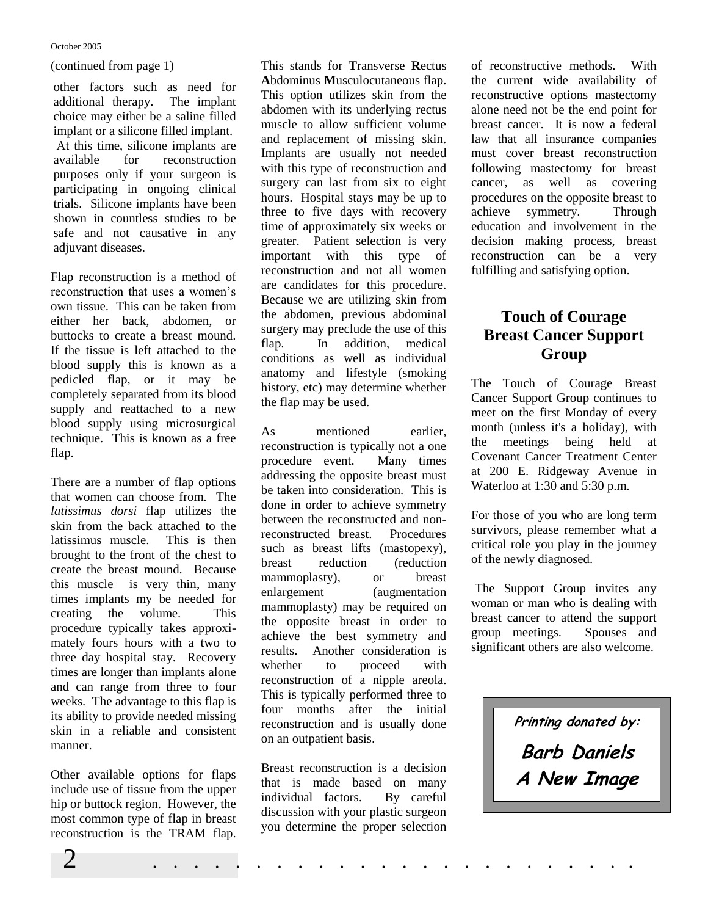(continued from page 1)

other factors such as need for additional therapy. The implant choice may either be a saline filled implant or a silicone filled implant. At this time, silicone implants are available for reconstruction purposes only if your surgeon is participating in ongoing clinical trials. Silicone implants have been shown in countless studies to be safe and not causative in any adjuvant diseases.

Flap reconstruction is a method of reconstruction that uses a women's own tissue. This can be taken from either her back, abdomen, or buttocks to create a breast mound. If the tissue is left attached to the blood supply this is known as a pedicled flap, or it may be completely separated from its blood supply and reattached to a new blood supply using microsurgical technique. This is known as a free flap.

There are a number of flap options that women can choose from. The *latissimus dorsi* flap utilizes the skin from the back attached to the latissimus muscle. This is then brought to the front of the chest to create the breast mound. Because this muscle is very thin, many times implants my be needed for creating the volume. This procedure typically takes approximately fours hours with a two to three day hospital stay. Recovery times are longer than implants alone and can range from three to four weeks. The advantage to this flap is its ability to provide needed missing skin in a reliable and consistent manner.

Other available options for flaps include use of tissue from the upper hip or buttock region. However, the most common type of flap in breast reconstruction is the TRAM flap. This stands for **T**ransverse **R**ectus **A**bdominus **M**usculocutaneous flap. This option utilizes skin from the abdomen with its underlying rectus muscle to allow sufficient volume and replacement of missing skin. Implants are usually not needed with this type of reconstruction and surgery can last from six to eight hours. Hospital stays may be up to three to five days with recovery time of approximately six weeks or greater. Patient selection is very important with this type of reconstruction and not all women are candidates for this procedure. Because we are utilizing skin from the abdomen, previous abdominal surgery may preclude the use of this flap. In addition, medical conditions as well as individual anatomy and lifestyle (smoking history, etc) may determine whether the flap may be used.

As mentioned earlier, reconstruction is typically not a one procedure event. Many times addressing the opposite breast must be taken into consideration. This is done in order to achieve symmetry between the reconstructed and non-reconstructed breast. Procedures such as breast lifts (mastopexy), breast reduction (reduction mammoplasty), or breast enlargement (augmentation mammoplasty) may be required on the opposite breast in order to achieve the best symmetry and results. Another consideration is whether to proceed with reconstruction of a nipple areola. This is typically performed three to four months after the initial reconstruction and is usually done on an outpatient basis.

Breast reconstruction is a decision that is made based on many individual factors. By careful discussion with your plastic surgeon you determine the proper selection of reconstructive methods. With the current wide availability of reconstructive options mastectomy alone need not be the end point for breast cancer. It is now a federal law that all insurance companies must cover breast reconstruction following mastectomy for breast cancer, as well as covering procedures on the opposite breast to achieve symmetry. Through education and involvement in the decision making process, breast reconstruction can be a very fulfilling and satisfying option.

## Touch of Courage Breast Cancer Support Group

The Touch of Courage Breast Cancer Support Group continues to meet on the first Monday of every month (unless it's a holiday), with the meetings being held at Covenant Cancer Treatment Center at 200 E. Ridgeway Avenue in Waterloo at 1:30 and 5:30 p.m.

For those of you who are long term survivors, please remember what a critical role you play in the journey of the newly diagnosed.

The Support Group invites any woman or man who is dealing with breast cancer to attend the support group meetings. Spouses and significant others are also welcome.

**Printing donated by:**

**Barb Daniels**
**A New Image**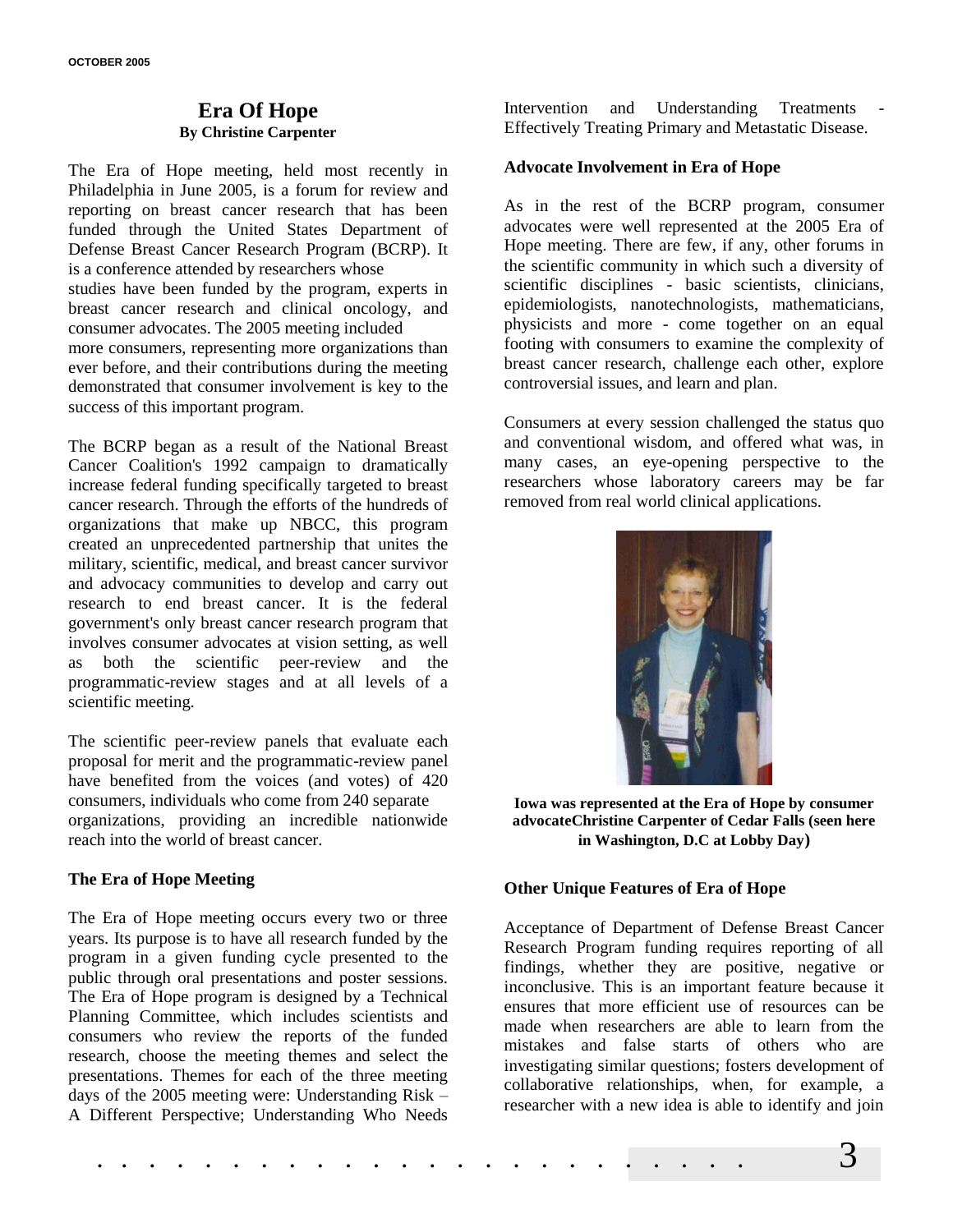# Era Of Hope

**By Christine Carpenter**

The Era of Hope meeting, held most recently in Philadelphia in June 2005, is a forum for review and reporting on breast cancer research that has been funded through the United States Department of Defense Breast Cancer Research Program (BCRP). It is a conference attended by researchers whose studies have been funded by the program, experts in breast cancer research and clinical oncology, and consumer advocates. The 2005 meeting included more consumers, representing more organizations than ever before, and their contributions during the meeting demonstrated that consumer involvement is key to the success of this important program.

The BCRP began as a result of the National Breast Cancer Coalition's 1992 campaign to dramatically increase federal funding specifically targeted to breast cancer research. Through the efforts of the hundreds of organizations that make up NBCC, this program created an unprecedented partnership that unites the military, scientific, medical, and breast cancer survivor and advocacy communities to develop and carry out research to end breast cancer. It is the federal government's only breast cancer research program that involves consumer advocates at vision setting, as well as both the scientific peer-review and the programmatic-review stages and at all levels of a scientific meeting.

The scientific peer-review panels that evaluate each proposal for merit and the programmatic-review panel have benefited from the voices (and votes) of 420 consumers, individuals who come from 240 separate organizations, providing an incredible nationwide reach into the world of breast cancer.

## The Era of Hope Meeting

The Era of Hope meeting occurs every two or three years. Its purpose is to have all research funded by the program in a given funding cycle presented to the public through oral presentations and poster sessions. The Era of Hope program is designed by a Technical Planning Committee, which includes scientists and consumers who review the reports of the funded research, choose the meeting themes and select the presentations. Themes for each of the three meeting days of the 2005 meeting were: Understanding Risk – A Different Perspective; Understanding Who Needs Intervention and Understanding Treatments - Effectively Treating Primary and Metastatic Disease.

## Advocate Involvement in Era of Hope

As in the rest of the BCRP program, consumer advocates were well represented at the 2005 Era of Hope meeting. There are few, if any, other forums in the scientific community in which such a diversity of scientific disciplines - basic scientists, clinicians, epidemiologists, nanotechnologists, mathematicians, physicists and more - come together on an equal footing with consumers to examine the complexity of breast cancer research, challenge each other, explore controversial issues, and learn and plan.

Consumers at every session challenged the status quo and conventional wisdom, and offered what was, in many cases, an eye-opening perspective to the researchers whose laboratory careers may be far removed from real world clinical applications.

**Iowa was represented at the Era of Hope by consumer advocateChristine Carpenter of Cedar Falls (seen here in Washington, D.C at Lobby Day)**

## Other Unique Features of Era of Hope

Acceptance of Department of Defense Breast Cancer Research Program funding requires reporting of all findings, whether they are positive, negative or inconclusive. This is an important feature because it ensures that more efficient use of resources can be made when researchers are able to learn from the mistakes and false starts of others who are investigating similar questions; fosters development of collaborative relationships, when, for example, a researcher with a new idea is able to identify and join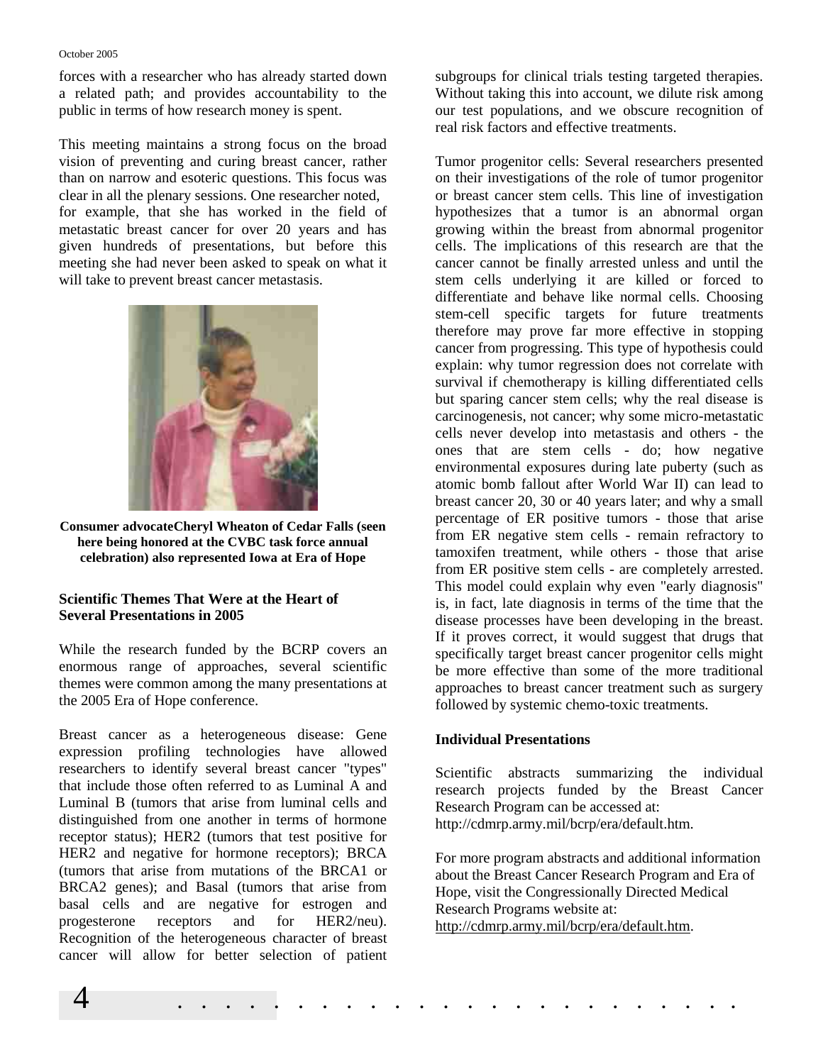forces with a researcher who has already started down a related path; and provides accountability to the public in terms of how research money is spent.

This meeting maintains a strong focus on the broad vision of preventing and curing breast cancer, rather than on narrow and esoteric questions. This focus was clear in all the plenary sessions. One researcher noted, for example, that she has worked in the field of metastatic breast cancer for over 20 years and has given hundreds of presentations, but before this meeting she had never been asked to speak on what it will take to prevent breast cancer metastasis.

**Consumer advocateCheryl Wheaton of Cedar Falls (seen here being honored at the CVBC task force annual celebration) also represented Iowa at Era of Hope**

### Scientific Themes That Were at the Heart of Several Presentations in 2005

While the research funded by the BCRP covers an enormous range of approaches, several scientific themes were common among the many presentations at the 2005 Era of Hope conference.

Breast cancer as a heterogeneous disease: Gene expression profiling technologies have allowed researchers to identify several breast cancer "types" that include those often referred to as Luminal A and Luminal B (tumors that arise from luminal cells and distinguished from one another in terms of hormone receptor status); HER2 (tumors that test positive for HER2 and negative for hormone receptors); BRCA (tumors that arise from mutations of the BRCA1 or BRCA2 genes); and Basal (tumors that arise from basal cells and are negative for estrogen and progesterone receptors and for HER2/neu). Recognition of the heterogeneous character of breast cancer will allow for better selection of patient subgroups for clinical trials testing targeted therapies. Without taking this into account, we dilute risk among our test populations, and we obscure recognition of real risk factors and effective treatments.

Tumor progenitor cells: Several researchers presented on their investigations of the role of tumor progenitor or breast cancer stem cells. This line of investigation hypothesizes that a tumor is an abnormal organ growing within the breast from abnormal progenitor cells. The implications of this research are that the cancer cannot be finally arrested unless and until the stem cells underlying it are killed or forced to differentiate and behave like normal cells. Choosing stem-cell specific targets for future treatments therefore may prove far more effective in stopping cancer from progressing. This type of hypothesis could explain: why tumor regression does not correlate with survival if chemotherapy is killing differentiated cells but sparing cancer stem cells; why the real disease is carcinogenesis, not cancer; why some micro-metastatic cells never develop into metastasis and others - the ones that are stem cells - do; how negative environmental exposures during late puberty (such as atomic bomb fallout after World War II) can lead to breast cancer 20, 30 or 40 years later; and why a small percentage of ER positive tumors - those that arise from ER negative stem cells - remain refractory to tamoxifen treatment, while others - those that arise from ER positive stem cells - are completely arrested. This model could explain why even "early diagnosis" is, in fact, late diagnosis in terms of the time that the disease processes have been developing in the breast. If it proves correct, it would suggest that drugs that specifically target breast cancer progenitor cells might be more effective than some of the more traditional approaches to breast cancer treatment such as surgery followed by systemic chemo-toxic treatments.

### Individual Presentations

Scientific abstracts summarizing the individual research projects funded by the Breast Cancer Research Program can be accessed at: http://cdmrp.army.mil/bcrp/era/default.htm.

For more program abstracts and additional information about the Breast Cancer Research Program and Era of Hope, visit the Congressionally Directed Medical Research Programs website at: http://cdmrp.army.mil/bcrp/era/default.htm.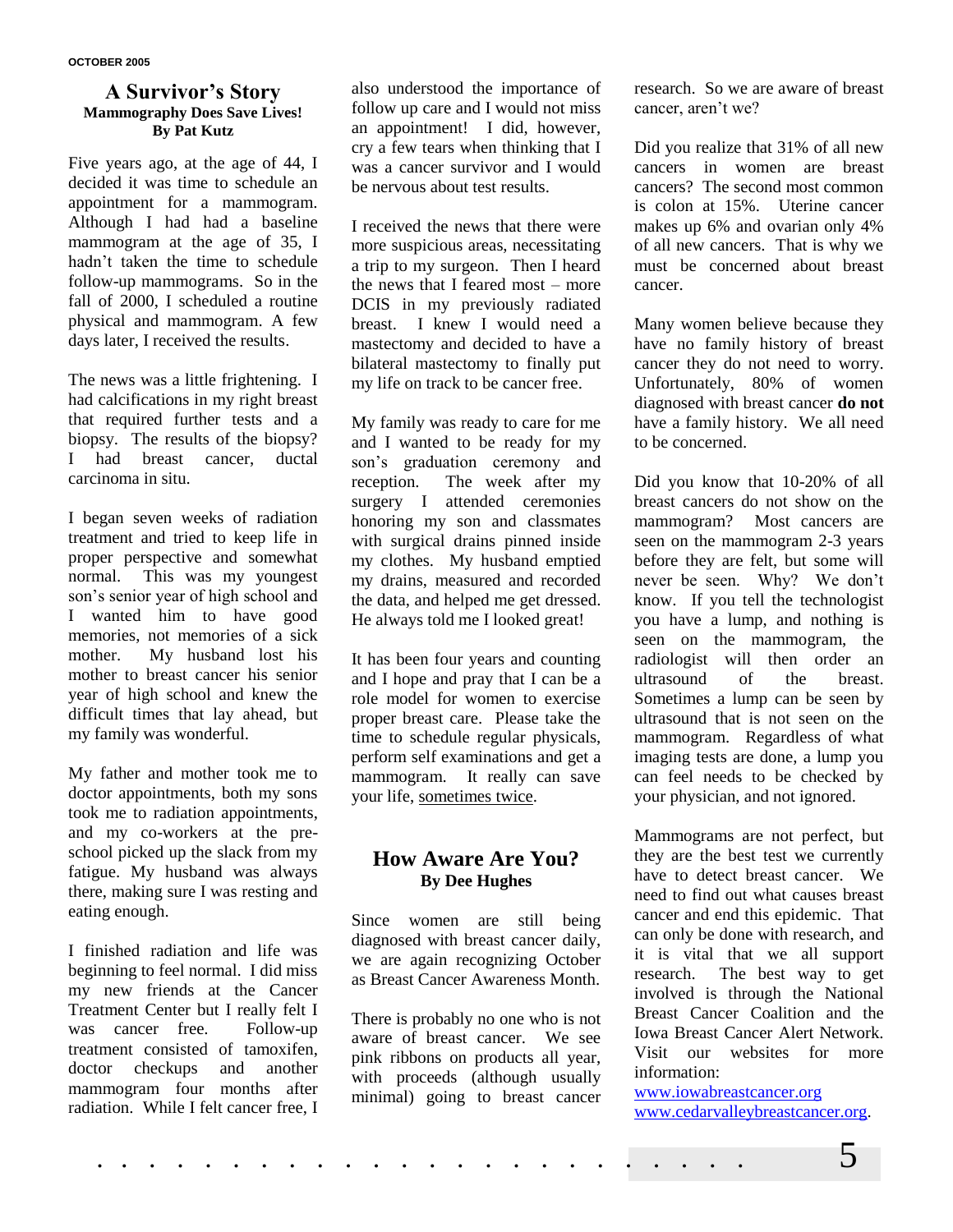## A Survivor's Story

**Mammography Does Save Lives!**
**By Pat Kutz**

Five years ago, at the age of 44, I decided it was time to schedule an appointment for a mammogram. Although I had had a baseline mammogram at the age of 35, I hadn't taken the time to schedule follow-up mammograms. So in the fall of 2000, I scheduled a routine physical and mammogram. A few days later, I received the results.

The news was a little frightening. I had calcifications in my right breast that required further tests and a biopsy. The results of the biopsy? I had breast cancer, ductal carcinoma in situ.

I began seven weeks of radiation treatment and tried to keep life in proper perspective and somewhat normal. This was my youngest son's senior year of high school and I wanted him to have good memories, not memories of a sick mother. My husband lost his mother to breast cancer his senior year of high school and knew the difficult times that lay ahead, but my family was wonderful.

My father and mother took me to doctor appointments, both my sons took me to radiation appointments, and my co-workers at the pre-school picked up the slack from my fatigue. My husband was always there, making sure I was resting and eating enough.

I finished radiation and life was beginning to feel normal. I did miss my new friends at the Cancer Treatment Center but I really felt I was cancer free. Follow-up treatment consisted of tamoxifen, doctor checkups and another mammogram four months after radiation. While I felt cancer free, I also understood the importance of follow up care and I would not miss an appointment! I did, however, cry a few tears when thinking that I was a cancer survivor and I would be nervous about test results.

I received the news that there were more suspicious areas, necessitating a trip to my surgeon. Then I heard the news that I feared most – more DCIS in my previously radiated breast. I knew I would need a mastectomy and decided to have a bilateral mastectomy to finally put my life on track to be cancer free.

My family was ready to care for me and I wanted to be ready for my son's graduation ceremony and reception. The week after my surgery I attended ceremonies honoring my son and classmates with surgical drains pinned inside my clothes. My husband emptied my drains, measured and recorded the data, and helped me get dressed. He always told me I looked great!

It has been four years and counting and I hope and pray that I can be a role model for women to exercise proper breast care. Please take the time to schedule regular physicals, perform self examinations and get a mammogram. It really can save your life, <u>sometimes twice</u>.

## How Aware Are You?

**By Dee Hughes**

Since women are still being diagnosed with breast cancer daily, we are again recognizing October as Breast Cancer Awareness Month.

There is probably no one who is not aware of breast cancer. We see pink ribbons on products all year, with proceeds (although usually minimal) going to breast cancer research. So we are aware of breast cancer, aren't we?

Did you realize that 31% of all new cancers in women are breast cancers? The second most common is colon at 15%. Uterine cancer makes up 6% and ovarian only 4% of all new cancers. That is why we must be concerned about breast cancer.

Many women believe because they have no family history of breast cancer they do not need to worry. Unfortunately, 80% of women diagnosed with breast cancer **do not** have a family history. We all need to be concerned.

Did you know that 10-20% of all breast cancers do not show on the mammogram? Most cancers are seen on the mammogram 2-3 years before they are felt, but some will never be seen. Why? We don't know. If you tell the technologist you have a lump, and nothing is seen on the mammogram, the radiologist will then order an ultrasound of the breast. Sometimes a lump can be seen by ultrasound that is not seen on the mammogram. Regardless of what imaging tests are done, a lump you can feel needs to be checked by your physician, and not ignored.

Mammograms are not perfect, but they are the best test we currently have to detect breast cancer. We need to find out what causes breast cancer and end this epidemic. That can only be done with research, and it is vital that we all support research. The best way to get involved is through the National Breast Cancer Coalition and the Iowa Breast Cancer Alert Network. Visit our websites for more information:
[www.iowabreastcancer.org](http://www.iowabreastcancer.org)
[www.cedarvalleybreastcancer.org](http://www.cedarvalleybreastcancer.org).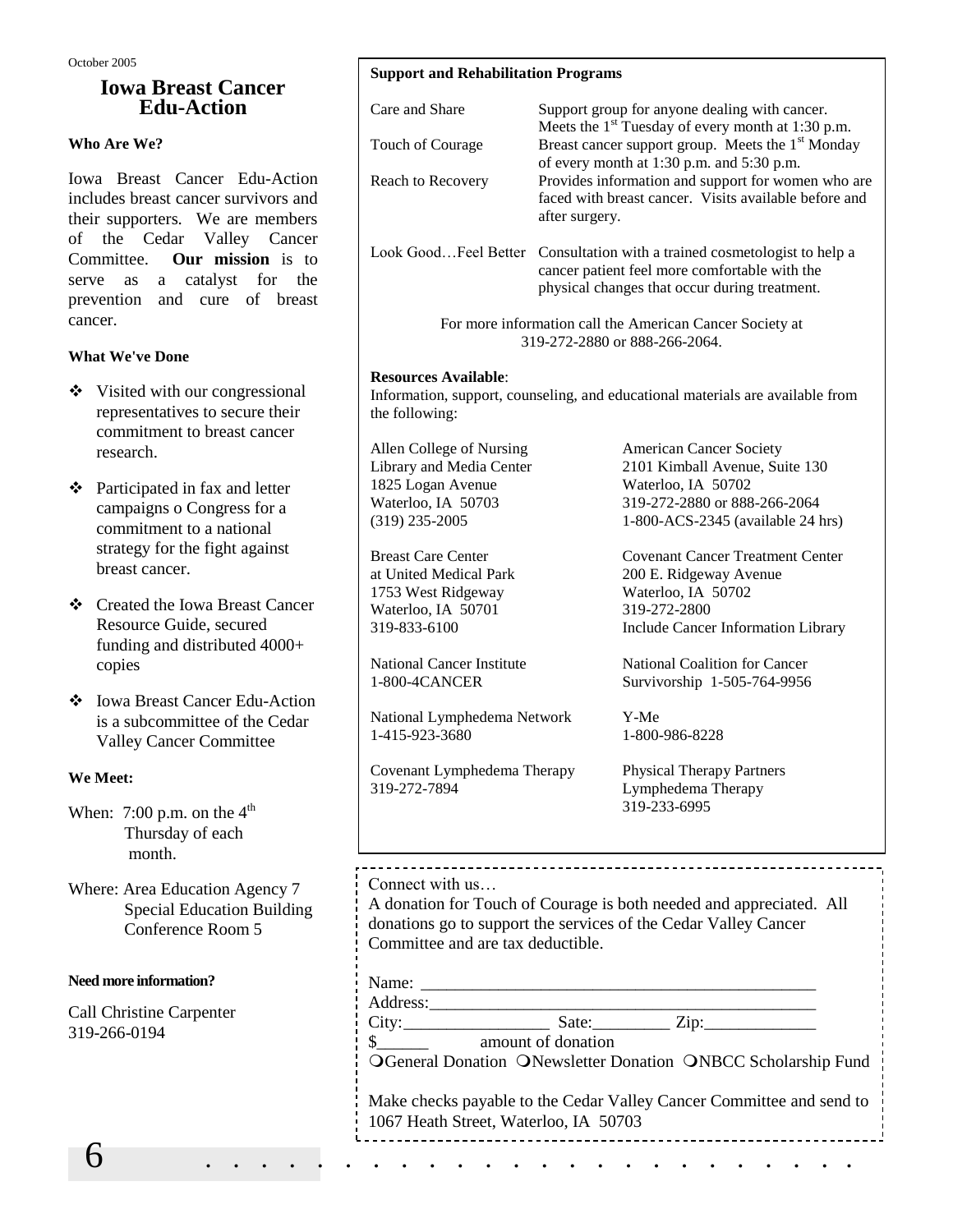October 2005

# Iowa Breast Cancer Edu-Action

**Who Are We?**

Iowa Breast Cancer Edu-Action includes breast cancer survivors and their supporters. We are members of the Cedar Valley Cancer Committee. **Our mission** is to serve as a catalyst for the prevention and cure of breast cancer.

**What We've Done**

- Visited with our congressional representatives to secure their commitment to breast cancer research.
- Participated in fax and letter campaigns o Congress for a commitment to a national strategy for the fight against breast cancer.
- Created the Iowa Breast Cancer Resource Guide, secured funding and distributed 4000+ copies
- Iowa Breast Cancer Edu-Action is a subcommittee of the Cedar Valley Cancer Committee

**We Meet:**

When: 7:00 p.m. on the 4th Thursday of each month.

Where: Area Education Agency 7 Special Education Building Conference Room 5

**Need more information?**

Call Christine Carpenter
319-266-0194

**Support and Rehabilitation Programs**

| | |
|---|---|
| Care and Share | Support group for anyone dealing with cancer. Meets the 1st Tuesday of every month at 1:30 p.m. |
| Touch of Courage | Breast cancer support group. Meets the 1st Monday of every month at 1:30 p.m. and 5:30 p.m. |
| Reach to Recovery | Provides information and support for women who are faced with breast cancer. Visits available before and after surgery. |
| Look Good…Feel Better | Consultation with a trained cosmetologist to help a cancer patient feel more comfortable with the physical changes that occur during treatment. |

For more information call the American Cancer Society at 319-272-2880 or 888-266-2064.

**Resources Available**:
Information, support, counseling, and educational materials are available from the following:

Allen College of Nursing
Library and Media Center
1825 Logan Avenue
Waterloo, IA 50703
(319) 235-2005

American Cancer Society
2101 Kimball Avenue, Suite 130
Waterloo, IA 50702
319-272-2880 or 888-266-2064
1-800-ACS-2345 (available 24 hrs)

Breast Care Center
at United Medical Park
1753 West Ridgeway
Waterloo, IA 50701
319-833-6100

Covenant Cancer Treatment Center
200 E. Ridgeway Avenue
Waterloo, IA 50702
319-272-2800
Include Cancer Information Library

National Cancer Institute
1-800-4CANCER

National Coalition for Cancer Survivorship 1-505-764-9956

National Lymphedema Network
1-415-923-3680

Y-Me
1-800-986-8228

Covenant Lymphedema Therapy
319-272-7894

Physical Therapy Partners
Lymphedema Therapy
319-233-6995

Connect with us…
A donation for Touch of Courage is both needed and appreciated. All donations go to support the services of the Cedar Valley Cancer Committee and are tax deductible.

Name: ______________________________________________
Address:_____________________________________________
City:_________________ Sate:_________ Zip:_____________
$______ amount of donation
○General Donation ○Newsletter Donation ○NBCC Scholarship Fund

Make checks payable to the Cedar Valley Cancer Committee and send to 1067 Heath Street, Waterloo, IA 50703